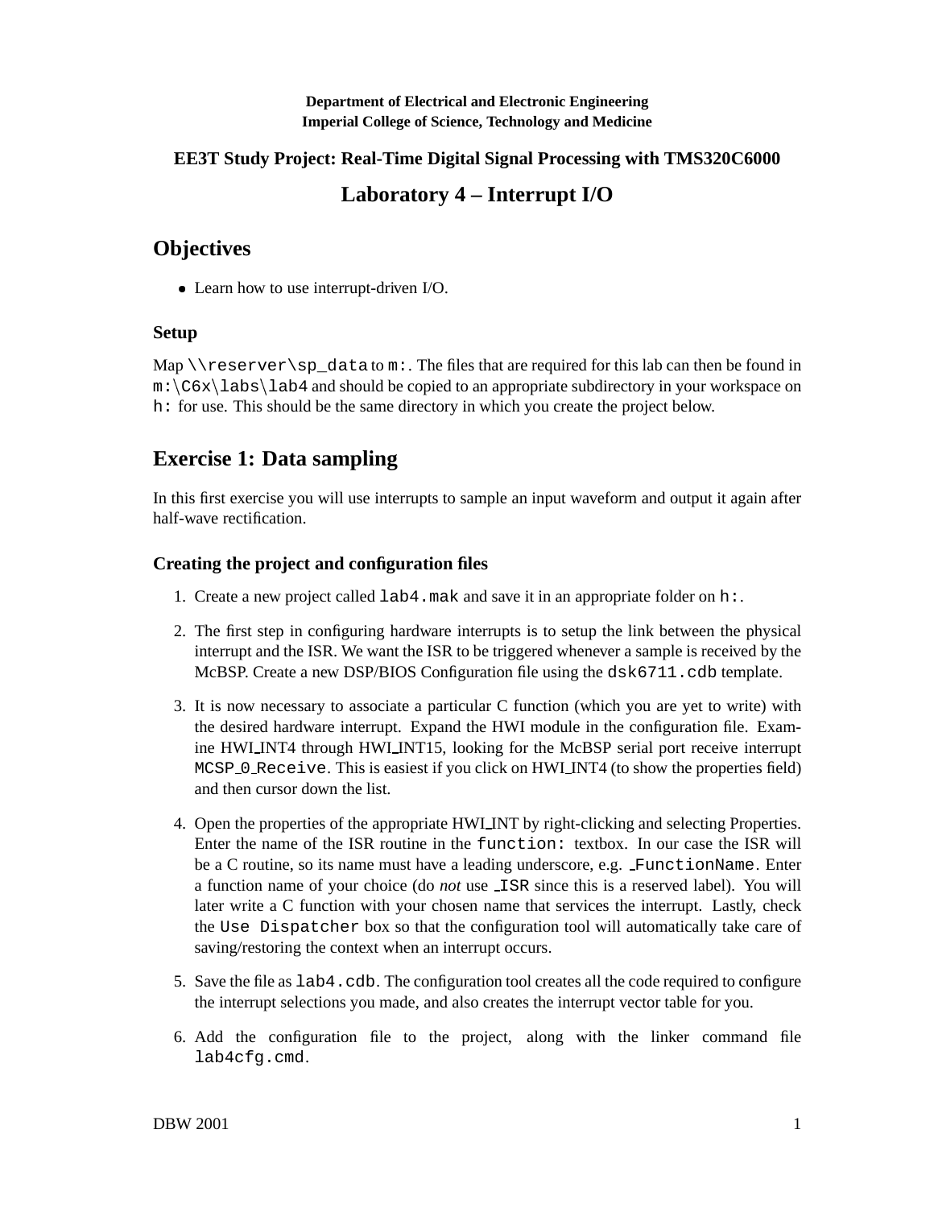**Department of Electrical and Electronic Engineering**
**Imperial College of Science, Technology and Medicine**

**EE3T Study Project: Real-Time Digital Signal Processing with TMS320C6000**

# Laboratory 4 – Interrupt I/O

## Objectives

- Learn how to use interrupt-driven I/O.

### Setup

Map `\\reserver\sp_data` to `m:`. The files that are required for this lab can then be found in `m:\C6x\labs\lab4` and should be copied to an appropriate subdirectory in your workspace on `h:` for use. This should be the same directory in which you create the project below.

## Exercise 1: Data sampling

In this first exercise you will use interrupts to sample an input waveform and output it again after half-wave rectification.

### Creating the project and configuration files

1. Create a new project called `lab4.mak` and save it in an appropriate folder on `h:`.
2. The first step in configuring hardware interrupts is to setup the link between the physical interrupt and the ISR. We want the ISR to be triggered whenever a sample is received by the McBSP. Create a new DSP/BIOS Configuration file using the `dsk6711.cdb` template.
3. It is now necessary to associate a particular C function (which you are yet to write) with the desired hardware interrupt. Expand the HWI module in the configuration file. Examine HWI_INT4 through HWI_INT15, looking for the McBSP serial port receive interrupt `MCSP_0_Receive`. This is easiest if you click on HWI_INT4 (to show the properties field) and then cursor down the list.
4. Open the properties of the appropriate HWI_INT by right-clicking and selecting Properties. Enter the name of the ISR routine in the `function:` textbox. In our case the ISR will be a C routine, so its name must have a leading underscore, e.g. `_FunctionName`. Enter a function name of your choice (do *not* use `_ISR` since this is a reserved label). You will later write a C function with your chosen name that services the interrupt. Lastly, check the `Use Dispatcher` box so that the configuration tool will automatically take care of saving/restoring the context when an interrupt occurs.
5. Save the file as `lab4.cdb`. The configuration tool creates all the code required to configure the interrupt selections you made, and also creates the interrupt vector table for you.
6. Add the configuration file to the project, along with the linker command file `lab4cfg.cmd`.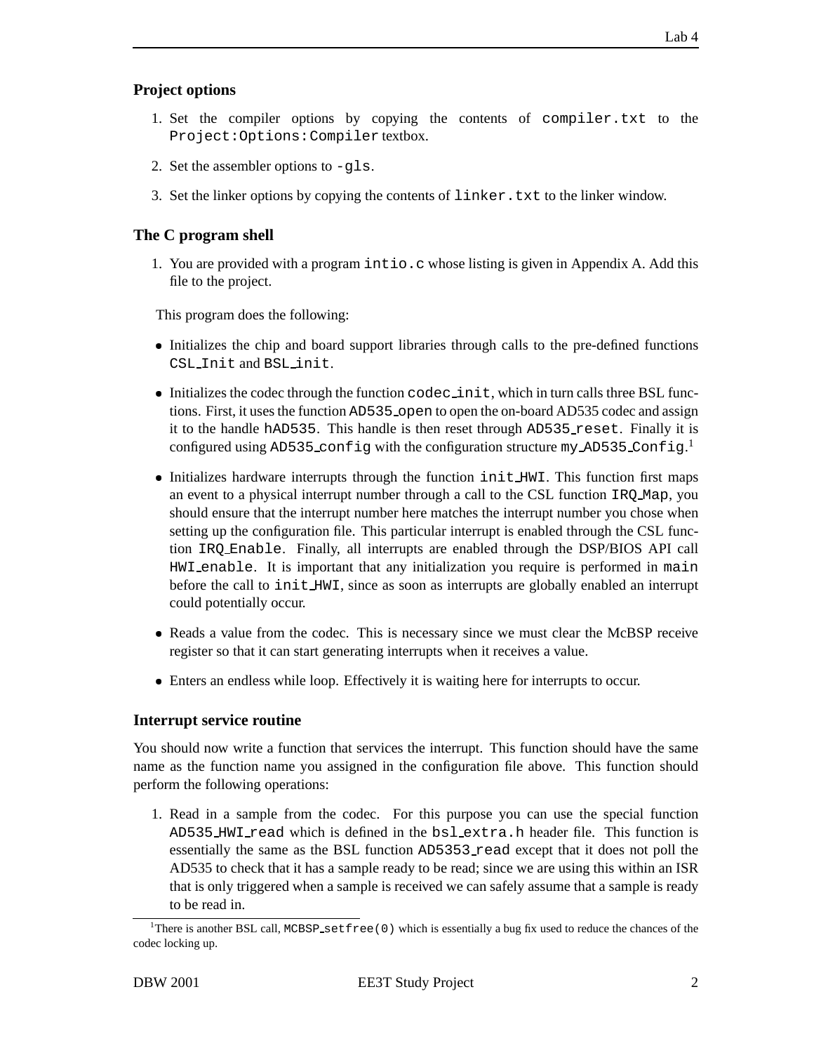## Project options

1. Set the compiler options by copying the contents of `compiler.txt` to the `Project:Options:Compiler` textbox.
2. Set the assembler options to `-gls`.
3. Set the linker options by copying the contents of `linker.txt` to the linker window.

## The C program shell

1. You are provided with a program `intio.c` whose listing is given in Appendix A. Add this file to the project.

This program does the following:

- Initializes the chip and board support libraries through calls to the pre-defined functions `CSL_Init` and `BSL_init`.
- Initializes the codec through the function `codec_init`, which in turn calls three BSL functions. First, it uses the function `AD535_open` to open the on-board AD535 codec and assign it to the handle `hAD535`. This handle is then reset through `AD535_reset`. Finally it is configured using `AD535_config` with the configuration structure `my_AD535_Config`.[1]
- Initializes hardware interrupts through the function `init_HWI`. This function first maps an event to a physical interrupt number through a call to the CSL function `IRQ_Map`, you should ensure that the interrupt number here matches the interrupt number you chose when setting up the configuration file. This particular interrupt is enabled through the CSL function `IRQ_Enable`. Finally, all interrupts are enabled through the DSP/BIOS API call `HWI_enable`. It is important that any initialization you require is performed in `main` before the call to `init_HWI`, since as soon as interrupts are globally enabled an interrupt could potentially occur.
- Reads a value from the codec. This is necessary since we must clear the McBSP receive register so that it can start generating interrupts when it receives a value.
- Enters an endless while loop. Effectively it is waiting here for interrupts to occur.

## Interrupt service routine

You should now write a function that services the interrupt. This function should have the same name as the function name you assigned in the configuration file above. This function should perform the following operations:

1. Read in a sample from the codec. For this purpose you can use the special function `AD535_HWI_read` which is defined in the `bsl_extra.h` header file. This function is essentially the same as the BSL function `AD5353_read` except that it does not poll the AD535 to check that it has a sample ready to be read; since we are using this within an ISR that is only triggered when a sample is received we can safely assume that a sample is ready to be read in.

---

[1] There is another BSL call, `MCBSP_setfree(0)` which is essentially a bug fix used to reduce the chances of the codec locking up.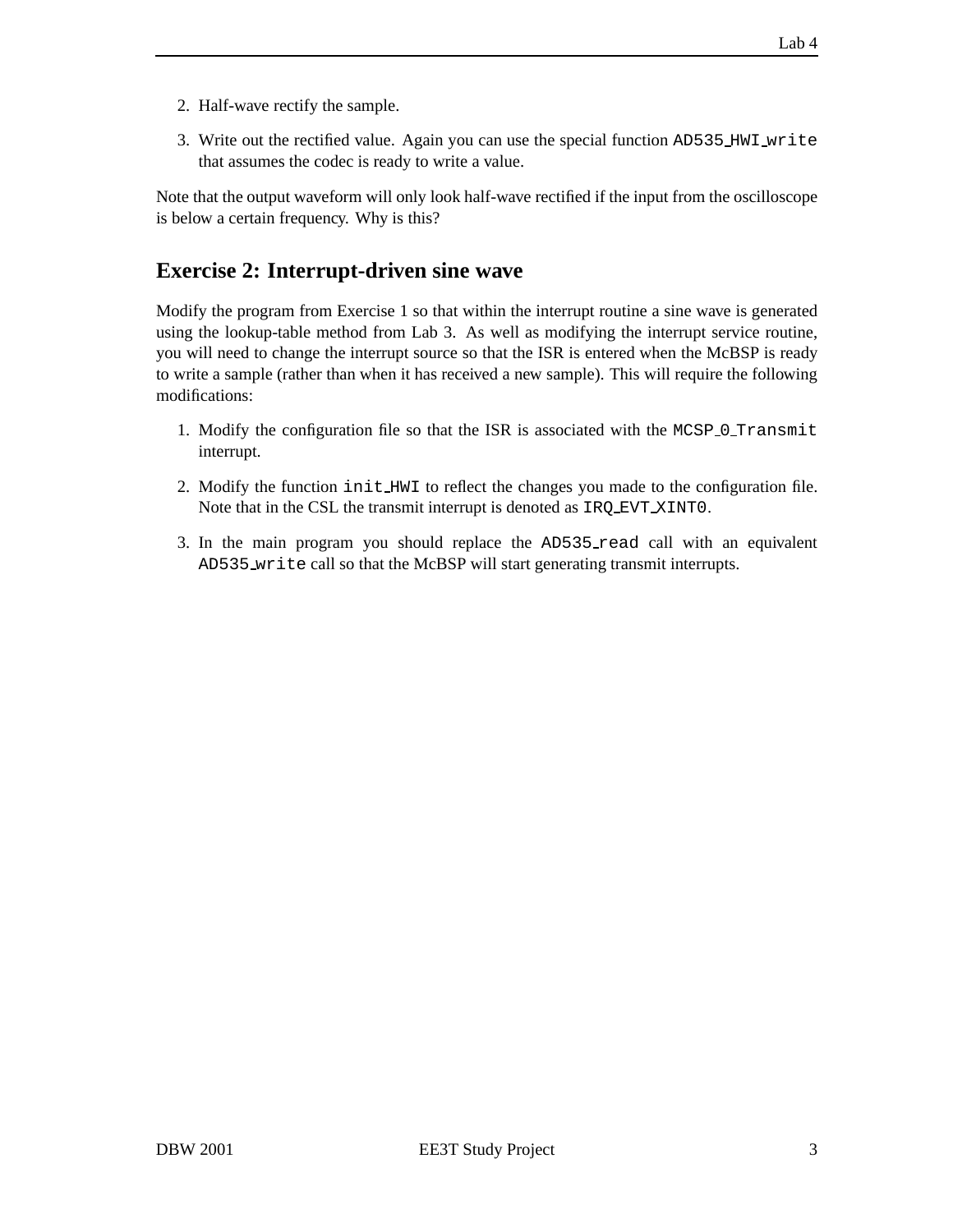2. Half-wave rectify the sample.
3. Write out the rectified value. Again you can use the special function `AD535_HWI_write` that assumes the codec is ready to write a value.

Note that the output waveform will only look half-wave rectified if the input from the oscilloscope is below a certain frequency. Why is this?

## Exercise 2: Interrupt-driven sine wave

Modify the program from Exercise 1 so that within the interrupt routine a sine wave is generated using the lookup-table method from Lab 3. As well as modifying the interrupt service routine, you will need to change the interrupt source so that the ISR is entered when the McBSP is ready to write a sample (rather than when it has received a new sample). This will require the following modifications:

1. Modify the configuration file so that the ISR is associated with the `MCSP_0_Transmit` interrupt.
2. Modify the function `init_HWI` to reflect the changes you made to the configuration file. Note that in the CSL the transmit interrupt is denoted as `IRQ_EVT_XINT0`.
3. In the main program you should replace the `AD535_read` call with an equivalent `AD535_write` call so that the McBSP will start generating transmit interrupts.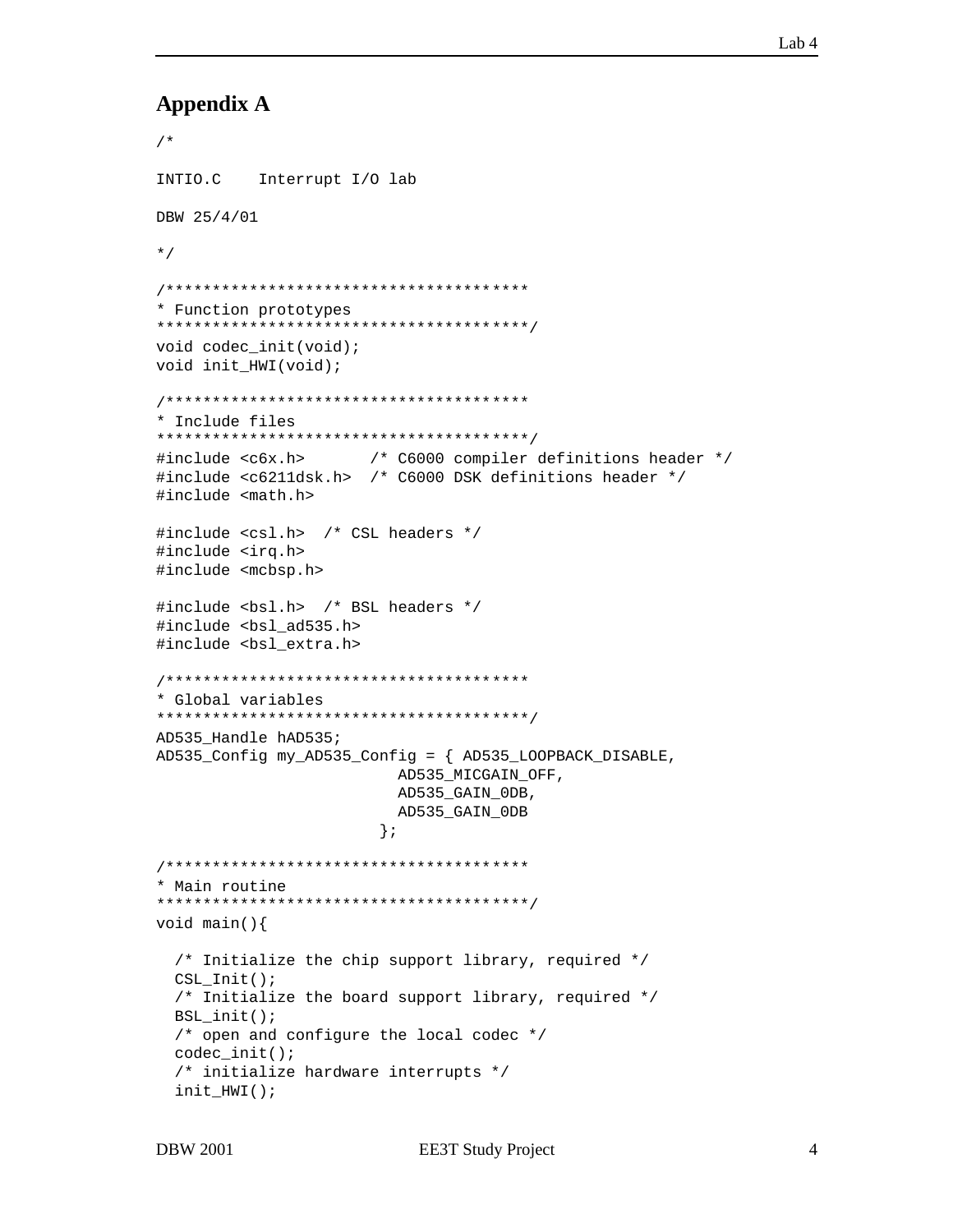# Appendix A

```
/*

INTIO.C    Interrupt I/O lab

DBW 25/4/01

*/

/***************************************
* Function prototypes
****************************************/
void codec_init(void);
void init_HWI(void);

/***************************************
* Include files
****************************************/
#include <c6x.h>       /* C6000 compiler definitions header */
#include <c6211dsk.h>  /* C6000 DSK definitions header */
#include <math.h>

#include <csl.h>  /* CSL headers */
#include <irq.h>
#include <mcbsp.h>

#include <bsl.h>  /* BSL headers */
#include <bsl_ad535.h>
#include <bsl_extra.h>

/***************************************
* Global variables
****************************************/
AD535_Handle hAD535;
AD535_Config my_AD535_Config = { AD535_LOOPBACK_DISABLE,
                          AD535_MICGAIN_OFF,
                          AD535_GAIN_0DB,
                          AD535_GAIN_0DB
                        };

/***************************************
* Main routine
****************************************/
void main(){

  /* Initialize the chip support library, required */
  CSL_Init();
  /* Initialize the board support library, required */
  BSL_init();
  /* open and configure the local codec */
  codec_init();
  /* initialize hardware interrupts */
  init_HWI();
```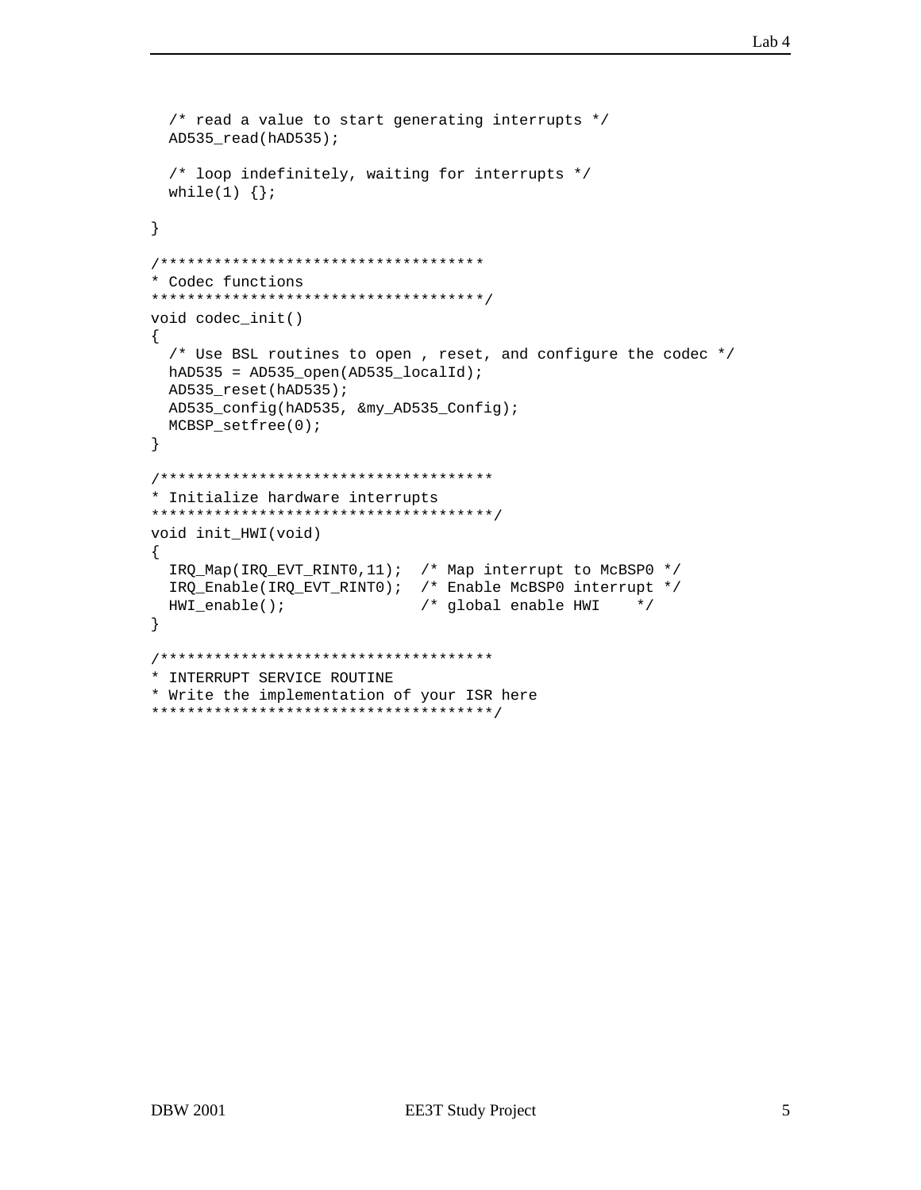```
  /* read a value to start generating interrupts */
  AD535_read(hAD535);

  /* loop indefinitely, waiting for interrupts */
  while(1) {};

}

/************************************
* Codec functions
*************************************/
void codec_init()
{
  /* Use BSL routines to open , reset, and configure the codec */
  hAD535 = AD535_open(AD535_localId);
  AD535_reset(hAD535);
  AD535_config(hAD535, &my_AD535_Config);
  MCBSP_setfree(0);
}

/*************************************
* Initialize hardware interrupts
**************************************/
void init_HWI(void)
{
  IRQ_Map(IRQ_EVT_RINT0,11);  /* Map interrupt to McBSP0 */
  IRQ_Enable(IRQ_EVT_RINT0);  /* Enable McBSP0 interrupt */
  HWI_enable();               /* global enable HWI    */
}

/*************************************
* INTERRUPT SERVICE ROUTINE
* Write the implementation of your ISR here
**************************************/
```